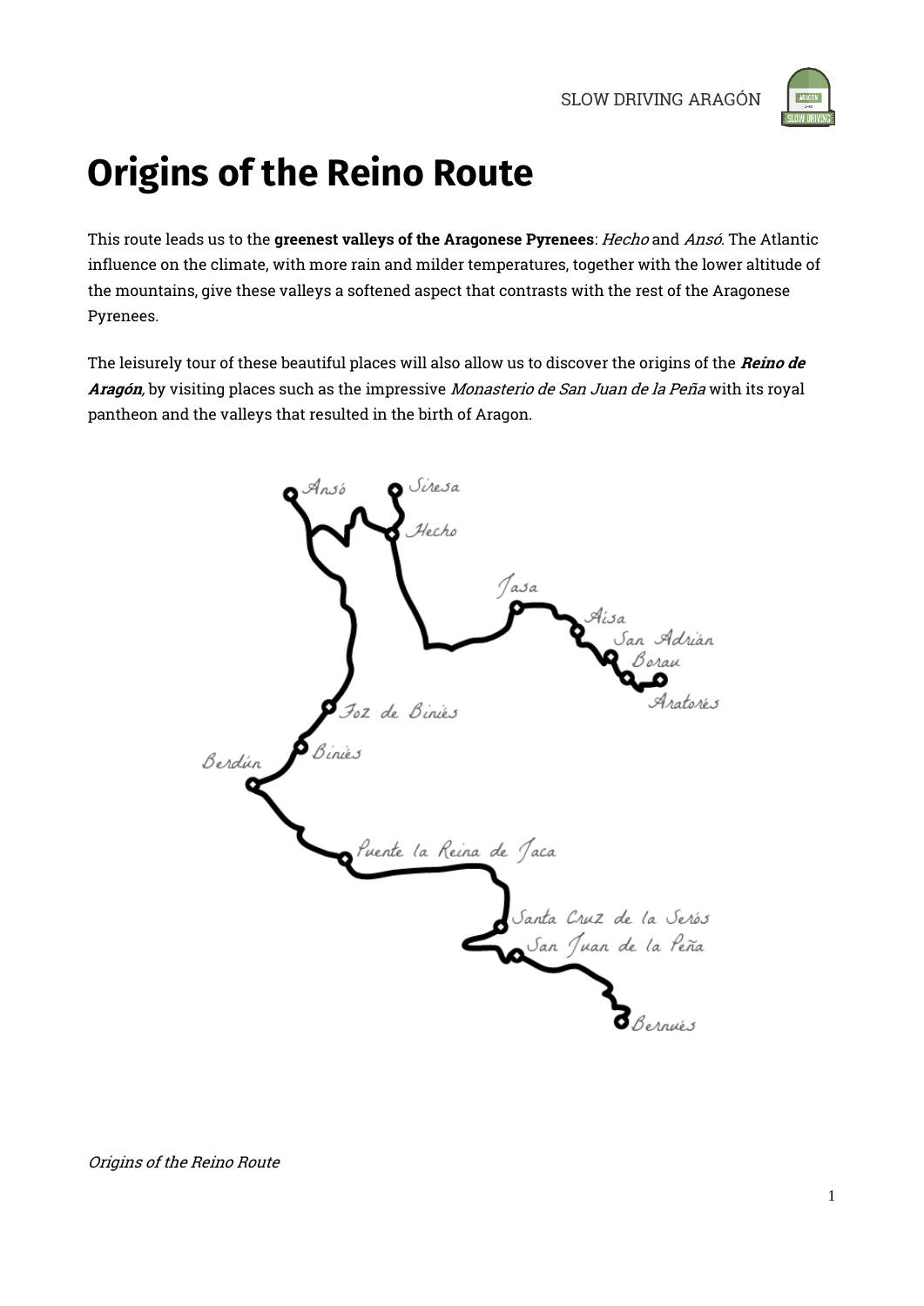# Origins of the Reino Route

This route leads us to the **greenest valleys of the Aragonese Pyrenees**: *Hecho* and *Ansó*. The Atlantic influence on the climate, with more rain and milder temperatures, together with the lower altitude of the mountains, give these valleys a softened aspect that contrasts with the rest of the Aragonese Pyrenees.

The leisurely tour of these beautiful places will also allow us to discover the origins of the ***Reino de Aragón***, by visiting places such as the impressive *Monasterio de San Juan de la Peña* with its royal pantheon and the valleys that resulted in the birth of Aragon.

*Origins of the Reino Route*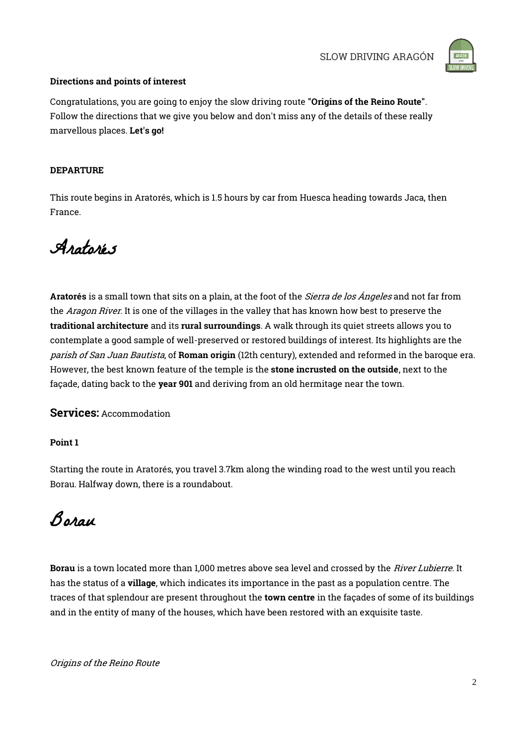**Directions and points of interest**

Congratulations, you are going to enjoy the slow driving route **"Origins of the Reino Route"**. Follow the directions that we give you below and don't miss any of the details of these really marvellous places. **Let's go!**

**DEPARTURE**

This route begins in Aratorés, which is 1.5 hours by car from Huesca heading towards Jaca, then France.

# Aratorés

**Aratorés** is a small town that sits on a plain, at the foot of the *Sierra de los Ángeles* and not far from the *Aragon River*. It is one of the villages in the valley that has known how best to preserve the **traditional architecture** and its **rural surroundings**. A walk through its quiet streets allows you to contemplate a good sample of well-preserved or restored buildings of interest. Its highlights are the *parish of San Juan Bautista*, of **Roman origin** (12th century), extended and reformed in the baroque era. However, the best known feature of the temple is the **stone incrusted on the outside**, next to the façade, dating back to the **year 901** and deriving from an old hermitage near the town.

**Services:** Accommodation

**Point 1**

Starting the route in Aratorés, you travel 3.7km along the winding road to the west until you reach Borau. Halfway down, there is a roundabout.

# Borau

**Borau** is a town located more than 1,000 metres above sea level and crossed by the *River Lubierre*. It has the status of a **village**, which indicates its importance in the past as a population centre. The traces of that splendour are present throughout the **town centre** in the façades of some of its buildings and in the entity of many of the houses, which have been restored with an exquisite taste.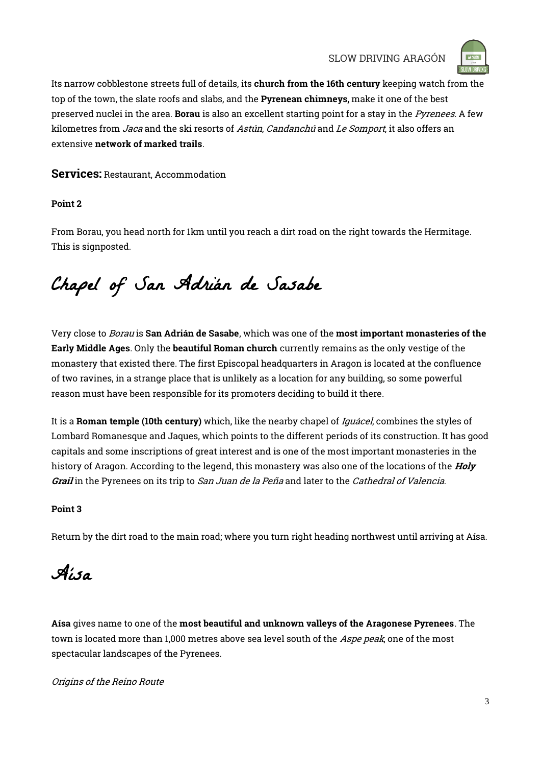Its narrow cobblestone streets full of details, its **church from the 16th century** keeping watch from the top of the town, the slate roofs and slabs, and the **Pyrenean chimneys,** make it one of the best preserved nuclei in the area. **Borau** is also an excellent starting point for a stay in the *Pyrenees*. A few kilometres from *Jaca* and the ski resorts of *Astún*, *Candanchú* and *Le Somport*, it also offers an extensive **network of marked trails**.

**Services:** Restaurant, Accommodation

**Point 2**

From Borau, you head north for 1km until you reach a dirt road on the right towards the Hermitage. This is signposted.

# Chapel of San Adrián de Sasabe

Very close to *Borau* is **San Adrián de Sasabe**, which was one of the **most important monasteries of the Early Middle Ages**. Only the **beautiful Roman church** currently remains as the only vestige of the monastery that existed there. The first Episcopal headquarters in Aragon is located at the confluence of two ravines, in a strange place that is unlikely as a location for any building, so some powerful reason must have been responsible for its promoters deciding to build it there.

It is a **Roman temple (10th century)** which, like the nearby chapel of *Iguácel*, combines the styles of Lombard Romanesque and Jaques, which points to the different periods of its construction. It has good capitals and some inscriptions of great interest and is one of the most important monasteries in the history of Aragon. According to the legend, this monastery was also one of the locations of the ***Holy Grail*** in the Pyrenees on its trip to *San Juan de la Peña* and later to the *Cathedral of Valencia*.

**Point 3**

Return by the dirt road to the main road; where you turn right heading northwest until arriving at Aísa.

# Aísa

**Aísa** gives name to one of the **most beautiful and unknown valleys of the Aragonese Pyrenees**. The town is located more than 1,000 metres above sea level south of the *Aspe peak*, one of the most spectacular landscapes of the Pyrenees.

*Origins of the Reino Route*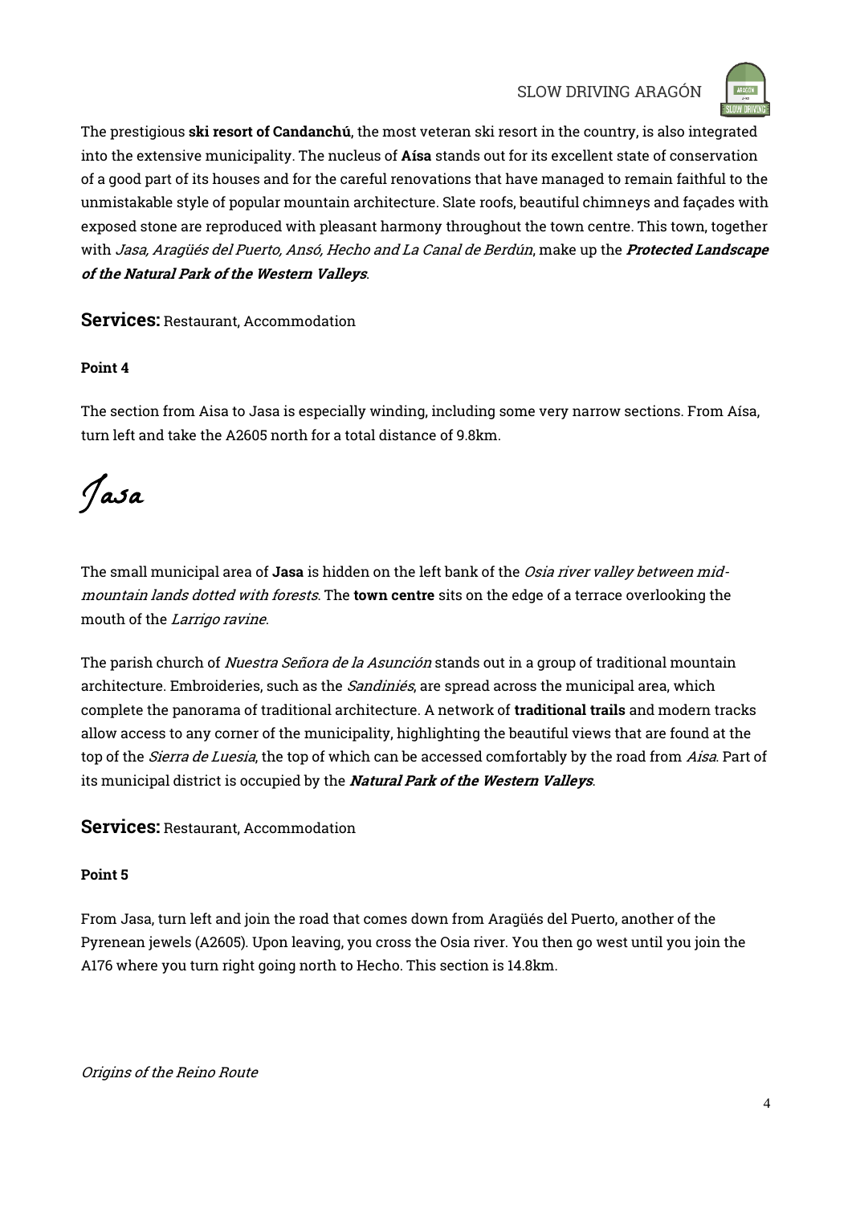The prestigious **ski resort of Candanchú**, the most veteran ski resort in the country, is also integrated into the extensive municipality. The nucleus of **Aísa** stands out for its excellent state of conservation of a good part of its houses and for the careful renovations that have managed to remain faithful to the unmistakable style of popular mountain architecture. Slate roofs, beautiful chimneys and façades with exposed stone are reproduced with pleasant harmony throughout the town centre. This town, together with *Jasa, Aragüés del Puerto, Ansó, Hecho and La Canal de Berdún*, make up the ***Protected Landscape of the Natural Park of the Western Valleys***.

**Services:** Restaurant, Accommodation

**Point 4**

The section from Aisa to Jasa is especially winding, including some very narrow sections. From Aísa, turn left and take the A2605 north for a total distance of 9.8km.

# Jasa

The small municipal area of **Jasa** is hidden on the left bank of the *Osia river valley between mid-mountain lands dotted with forests*. The **town centre** sits on the edge of a terrace overlooking the mouth of the *Larrigo ravine*.

The parish church of *Nuestra Señora de la Asunción* stands out in a group of traditional mountain architecture. Embroideries, such as the *Sandiniés*, are spread across the municipal area, which complete the panorama of traditional architecture. A network of **traditional trails** and modern tracks allow access to any corner of the municipality, highlighting the beautiful views that are found at the top of the *Sierra de Luesia*, the top of which can be accessed comfortably by the road from *Aisa*. Part of its municipal district is occupied by the ***Natural Park of the Western Valleys***.

**Services:** Restaurant, Accommodation

**Point 5**

From Jasa, turn left and join the road that comes down from Aragüés del Puerto, another of the Pyrenean jewels (A2605). Upon leaving, you cross the Osia river. You then go west until you join the A176 where you turn right going north to Hecho. This section is 14.8km.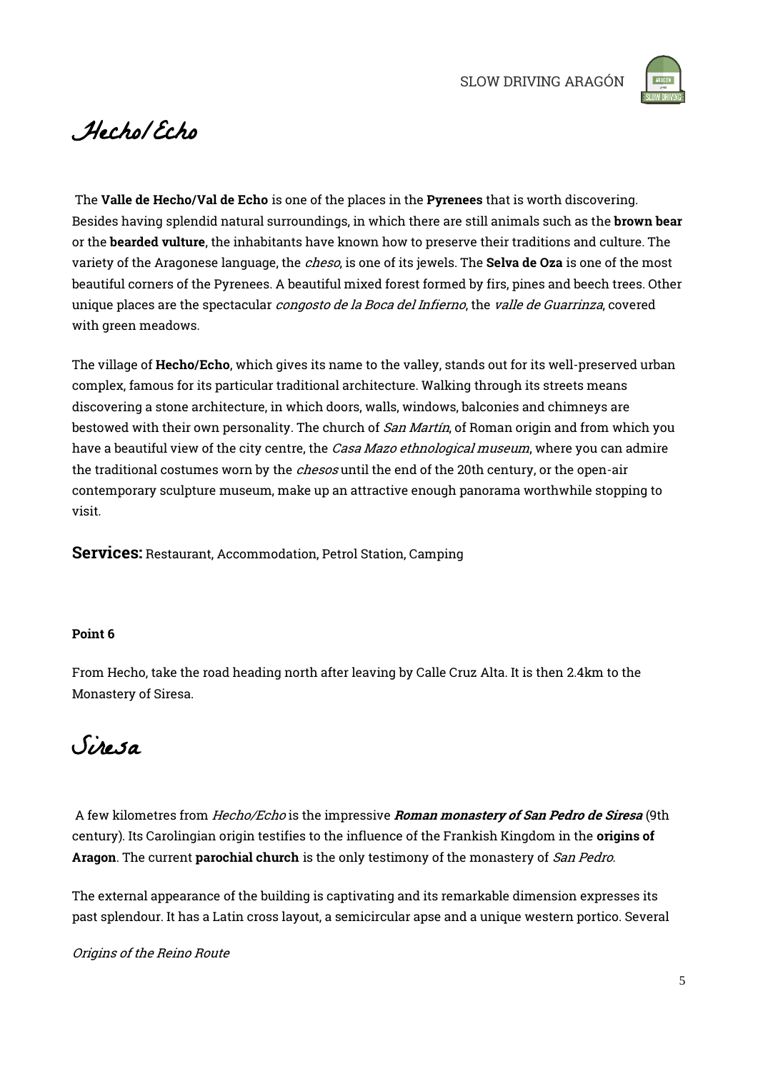# Hecho/Echo

The **Valle de Hecho/Val de Echo** is one of the places in the **Pyrenees** that is worth discovering. Besides having splendid natural surroundings, in which there are still animals such as the **brown bear** or the **bearded vulture**, the inhabitants have known how to preserve their traditions and culture. The variety of the Aragonese language, the *cheso*, is one of its jewels. The **Selva de Oza** is one of the most beautiful corners of the Pyrenees. A beautiful mixed forest formed by firs, pines and beech trees. Other unique places are the spectacular *congosto de la Boca del Infierno*, the *valle de Guarrinza*, covered with green meadows.

The village of **Hecho/Echo**, which gives its name to the valley, stands out for its well-preserved urban complex, famous for its particular traditional architecture. Walking through its streets means discovering a stone architecture, in which doors, walls, windows, balconies and chimneys are bestowed with their own personality. The church of *San Martín*, of Roman origin and from which you have a beautiful view of the city centre, the *Casa Mazo ethnological museum*, where you can admire the traditional costumes worn by the *chesos* until the end of the 20th century, or the open-air contemporary sculpture museum, make up an attractive enough panorama worthwhile stopping to visit.

**Services:** Restaurant, Accommodation, Petrol Station, Camping

**Point 6**

From Hecho, take the road heading north after leaving by Calle Cruz Alta. It is then 2.4km to the Monastery of Siresa.

# Siresa

A few kilometres from *Hecho/Echo* is the impressive ***Roman monastery of San Pedro de Siresa*** (9th century). Its Carolingian origin testifies to the influence of the Frankish Kingdom in the **origins of Aragon**. The current **parochial church** is the only testimony of the monastery of *San Pedro*.

The external appearance of the building is captivating and its remarkable dimension expresses its past splendour. It has a Latin cross layout, a semicircular apse and a unique western portico. Several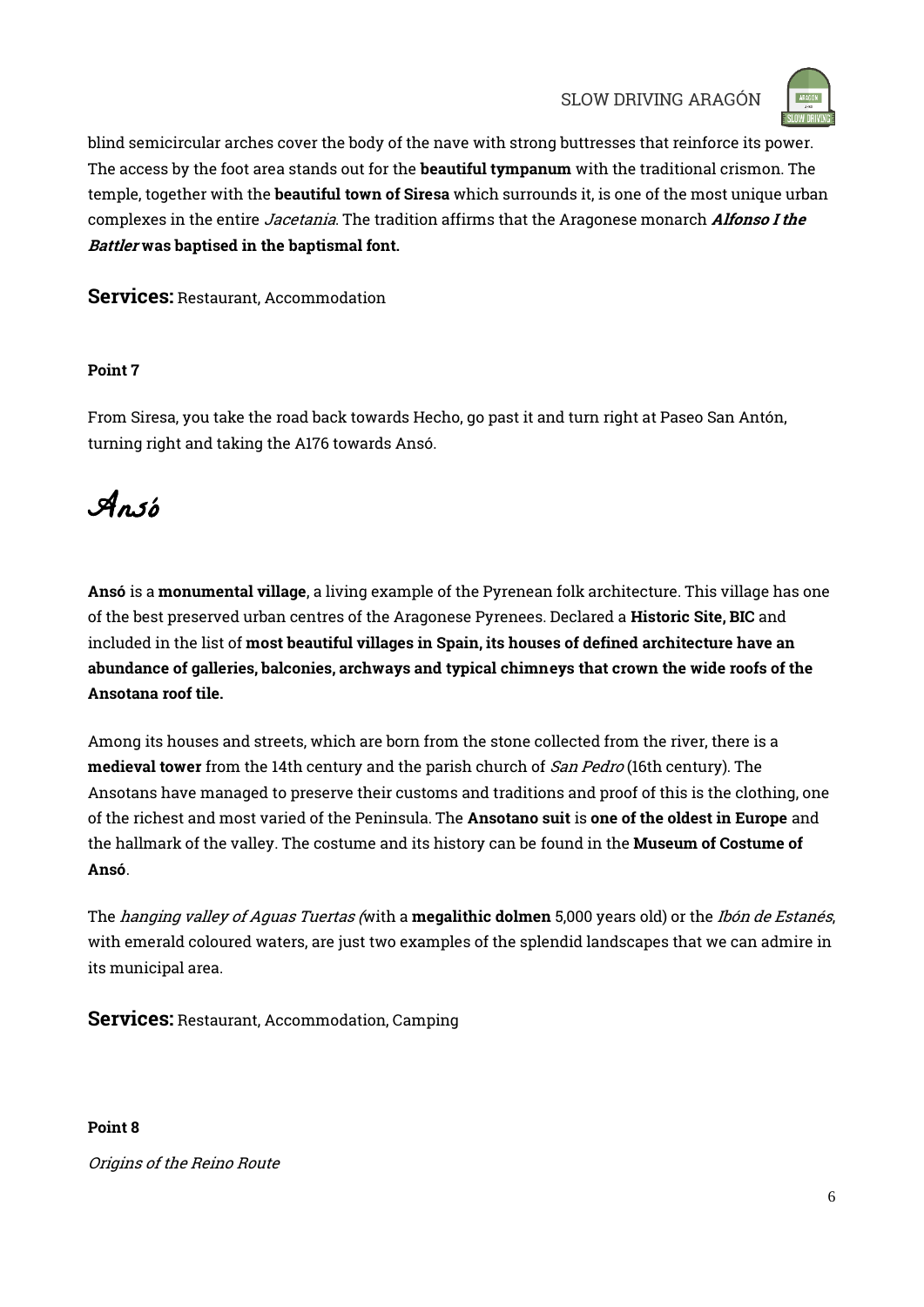blind semicircular arches cover the body of the nave with strong buttresses that reinforce its power. The access by the foot area stands out for the **beautiful tympanum** with the traditional crismon. The temple, together with the **beautiful town of Siresa** which surrounds it, is one of the most unique urban complexes in the entire *Jacetania*. The tradition affirms that the Aragonese monarch ***Alfonso I the Battler*** **was baptised in the baptismal font.**

**Services:** Restaurant, Accommodation

**Point 7**

From Siresa, you take the road back towards Hecho, go past it and turn right at Paseo San Antón, turning right and taking the A176 towards Ansó.

# Ansó

**Ansó** is a **monumental village**, a living example of the Pyrenean folk architecture. This village has one of the best preserved urban centres of the Aragonese Pyrenees. Declared a **Historic Site, BIC** and included in the list of **most beautiful villages in Spain, its houses of defined architecture have an abundance of galleries, balconies, archways and typical chimneys that crown the wide roofs of the Ansotana roof tile.**

Among its houses and streets, which are born from the stone collected from the river, there is a **medieval tower** from the 14th century and the parish church of *San Pedro* (16th century). The Ansotans have managed to preserve their customs and traditions and proof of this is the clothing, one of the richest and most varied of the Peninsula. The **Ansotano suit** is **one of the oldest in Europe** and the hallmark of the valley. The costume and its history can be found in the **Museum of Costume of Ansó**.

The *hanging valley of Aguas Tuertas (*with a **megalithic dolmen** 5,000 years old) or the *Ibón de Estanés*, with emerald coloured waters, are just two examples of the splendid landscapes that we can admire in its municipal area.

**Services:** Restaurant, Accommodation, Camping

**Point 8**

*Origins of the Reino Route*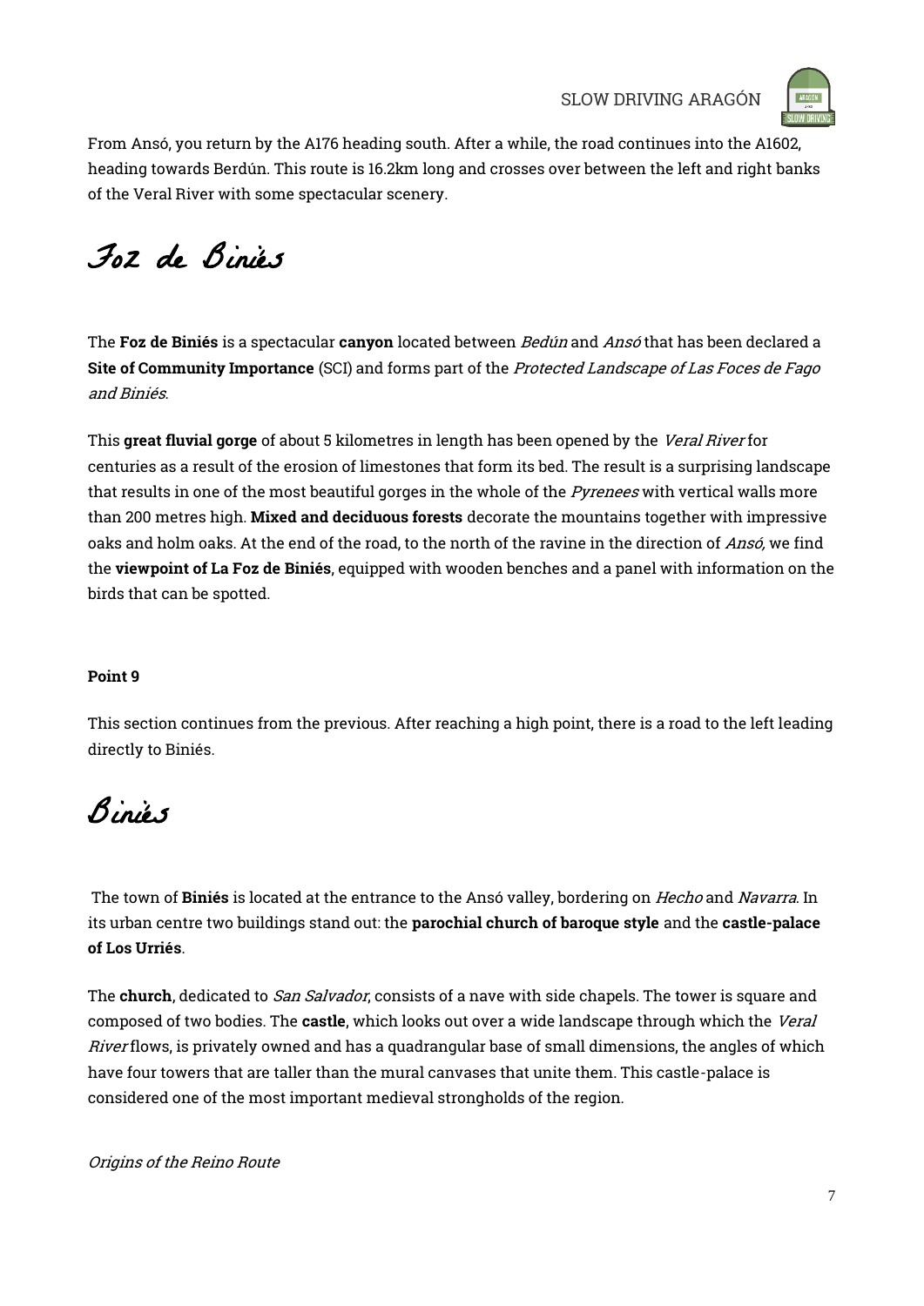From Ansó, you return by the A176 heading south. After a while, the road continues into the A1602, heading towards Berdún. This route is 16.2km long and crosses over between the left and right banks of the Veral River with some spectacular scenery.

# Foz de Biniés

The **Foz de Biniés** is a spectacular **canyon** located between *Bedún* and *Ansó* that has been declared a **Site of Community Importance** (SCI) and forms part of the *Protected Landscape of Las Foces de Fago and Biniés*.

This **great fluvial gorge** of about 5 kilometres in length has been opened by the *Veral River* for centuries as a result of the erosion of limestones that form its bed. The result is a surprising landscape that results in one of the most beautiful gorges in the whole of the *Pyrenees* with vertical walls more than 200 metres high. **Mixed and deciduous forests** decorate the mountains together with impressive oaks and holm oaks. At the end of the road, to the north of the ravine in the direction of *Ansó,* we find the **viewpoint of La Foz de Biniés**, equipped with wooden benches and a panel with information on the birds that can be spotted.

**Point 9**

This section continues from the previous. After reaching a high point, there is a road to the left leading directly to Biniés.

# Biniés

The town of **Biniés** is located at the entrance to the Ansó valley, bordering on *Hecho* and *Navarra*. In its urban centre two buildings stand out: the **parochial church of baroque style** and the **castle-palace of Los Urriés**.

The **church**, dedicated to *San Salvador*, consists of a nave with side chapels. The tower is square and composed of two bodies. The **castle**, which looks out over a wide landscape through which the *Veral River* flows, is privately owned and has a quadrangular base of small dimensions, the angles of which have four towers that are taller than the mural canvases that unite them. This castle-palace is considered one of the most important medieval strongholds of the region.

*Origins of the Reino Route*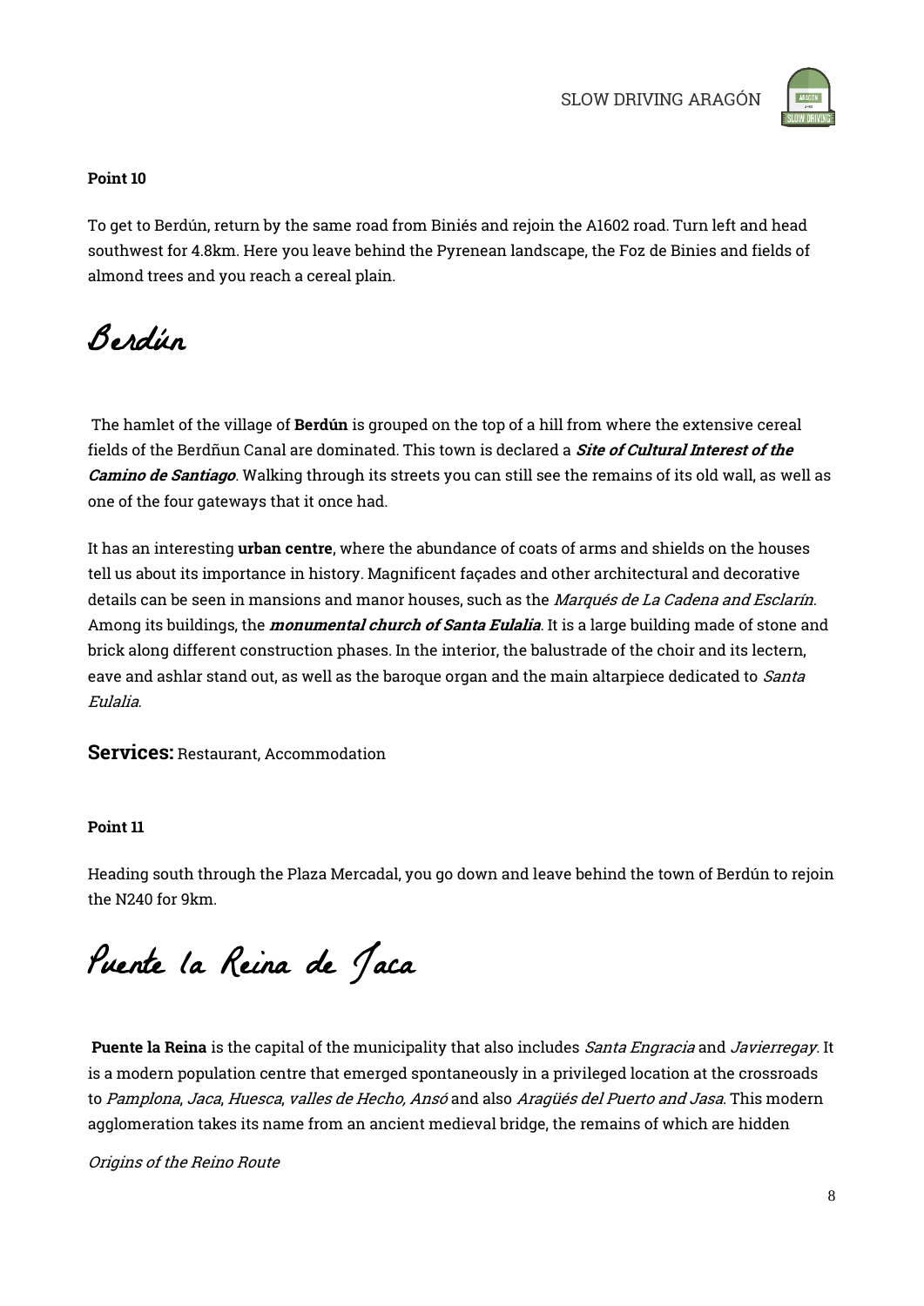**Point 10**

To get to Berdún, return by the same road from Biniés and rejoin the A1602 road. Turn left and head southwest for 4.8km. Here you leave behind the Pyrenean landscape, the Foz de Binies and fields of almond trees and you reach a cereal plain.

# Berdún

The hamlet of the village of **Berdún** is grouped on the top of a hill from where the extensive cereal fields of the Berdñun Canal are dominated. This town is declared a ***Site of Cultural Interest of the Camino de Santiago***. Walking through its streets you can still see the remains of its old wall, as well as one of the four gateways that it once had.

It has an interesting **urban centre**, where the abundance of coats of arms and shields on the houses tell us about its importance in history. Magnificent façades and other architectural and decorative details can be seen in mansions and manor houses, such as the *Marqués de La Cadena and Esclarín*. Among its buildings, the ***monumental church of Santa Eulalia***. It is a large building made of stone and brick along different construction phases. In the interior, the balustrade of the choir and its lectern, eave and ashlar stand out, as well as the baroque organ and the main altarpiece dedicated to *Santa Eulalia*.

**Services:** Restaurant, Accommodation

**Point 11**

Heading south through the Plaza Mercadal, you go down and leave behind the town of Berdún to rejoin the N240 for 9km.

# Puente la Reina de Jaca

**Puente la Reina** is the capital of the municipality that also includes *Santa Engracia* and *Javierregay*. It is a modern population centre that emerged spontaneously in a privileged location at the crossroads to *Pamplona*, *Jaca*, *Huesca*, *valles de Hecho, Ansó* and also *Aragüés del Puerto and Jasa*. This modern agglomeration takes its name from an ancient medieval bridge, the remains of which are hidden

*Origins of the Reino Route*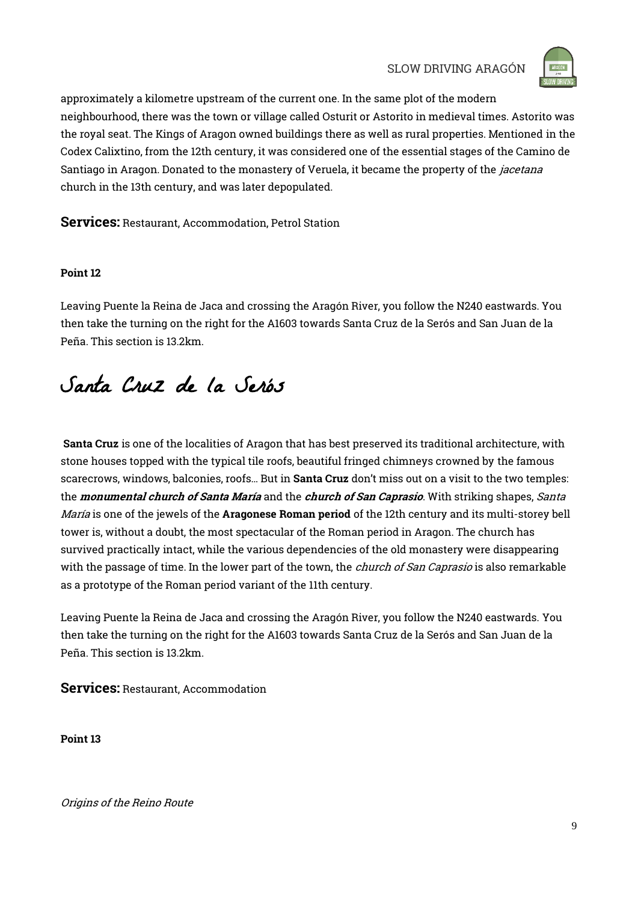approximately a kilometre upstream of the current one. In the same plot of the modern neighbourhood, there was the town or village called Osturit or Astorito in medieval times. Astorito was the royal seat. The Kings of Aragon owned buildings there as well as rural properties. Mentioned in the Codex Calixtino, from the 12th century, it was considered one of the essential stages of the Camino de Santiago in Aragon. Donated to the monastery of Veruela, it became the property of the *jacetana* church in the 13th century, and was later depopulated.

**Services:** Restaurant, Accommodation, Petrol Station

**Point 12**

Leaving Puente la Reina de Jaca and crossing the Aragón River, you follow the N240 eastwards. You then take the turning on the right for the A1603 towards Santa Cruz de la Serós and San Juan de la Peña. This section is 13.2km.

# Santa Cruz de la Serós

**Santa Cruz** is one of the localities of Aragon that has best preserved its traditional architecture, with stone houses topped with the typical tile roofs, beautiful fringed chimneys crowned by the famous scarecrows, windows, balconies, roofs... But in **Santa Cruz** don't miss out on a visit to the two temples: the ***monumental church of Santa María*** and the ***church of San Caprasio***. With striking shapes, *Santa María* is one of the jewels of the **Aragonese Roman period** of the 12th century and its multi-storey bell tower is, without a doubt, the most spectacular of the Roman period in Aragon. The church has survived practically intact, while the various dependencies of the old monastery were disappearing with the passage of time. In the lower part of the town, the *church of San Caprasio* is also remarkable as a prototype of the Roman period variant of the 11th century.

Leaving Puente la Reina de Jaca and crossing the Aragón River, you follow the N240 eastwards. You then take the turning on the right for the A1603 towards Santa Cruz de la Serós and San Juan de la Peña. This section is 13.2km.

**Services:** Restaurant, Accommodation

**Point 13**

*Origins of the Reino Route*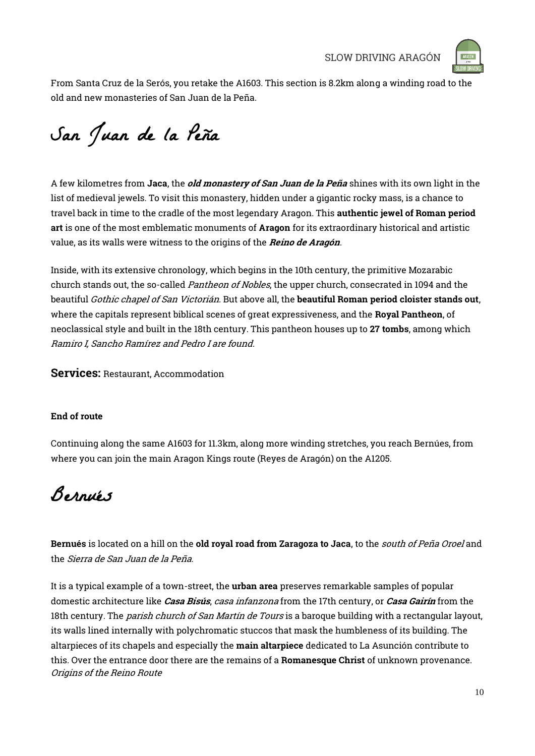From Santa Cruz de la Serós, you retake the A1603. This section is 8.2km along a winding road to the old and new monasteries of San Juan de la Peña.

# San Juan de la Peña

A few kilometres from **Jaca**, the ***old monastery of San Juan de la Peña*** shines with its own light in the list of medieval jewels. To visit this monastery, hidden under a gigantic rocky mass, is a chance to travel back in time to the cradle of the most legendary Aragon. This **authentic jewel of Roman period art** is one of the most emblematic monuments of **Aragon** for its extraordinary historical and artistic value, as its walls were witness to the origins of the ***Reino de Aragón***.

Inside, with its extensive chronology, which begins in the 10th century, the primitive Mozarabic church stands out, the so-called *Pantheon of Nobles*, the upper church, consecrated in 1094 and the beautiful *Gothic chapel of San Victorián*. But above all, the **beautiful Roman period cloister stands out**, where the capitals represent biblical scenes of great expressiveness, and the **Royal Pantheon**, of neoclassical style and built in the 18th century. This pantheon houses up to **27 tombs**, among which *Ramiro I, Sancho Ramírez and Pedro I are found.*

**Services:** Restaurant, Accommodation

**End of route**

Continuing along the same A1603 for 11.3km, along more winding stretches, you reach Bernúes, from where you can join the main Aragon Kings route (Reyes de Aragón) on the A1205.

# Bernués

**Bernués** is located on a hill on the **old royal road from Zaragoza to Jaca**, to the *south of Peña Oroel* and the *Sierra de San Juan de la Peña.*

It is a typical example of a town-street, the **urban area** preserves remarkable samples of popular domestic architecture like ***Casa Bisús***, *casa infanzona* from the 17th century, or ***Casa Gairín*** from the 18th century. The *parish church of San Martín de Tours* is a baroque building with a rectangular layout, its walls lined internally with polychromatic stuccos that mask the humbleness of its building. The altarpieces of its chapels and especially the **main altarpiece** dedicated to La Asunción contribute to this. Over the entrance door there are the remains of a **Romanesque Christ** of unknown provenance.

*Origins of the Reino Route*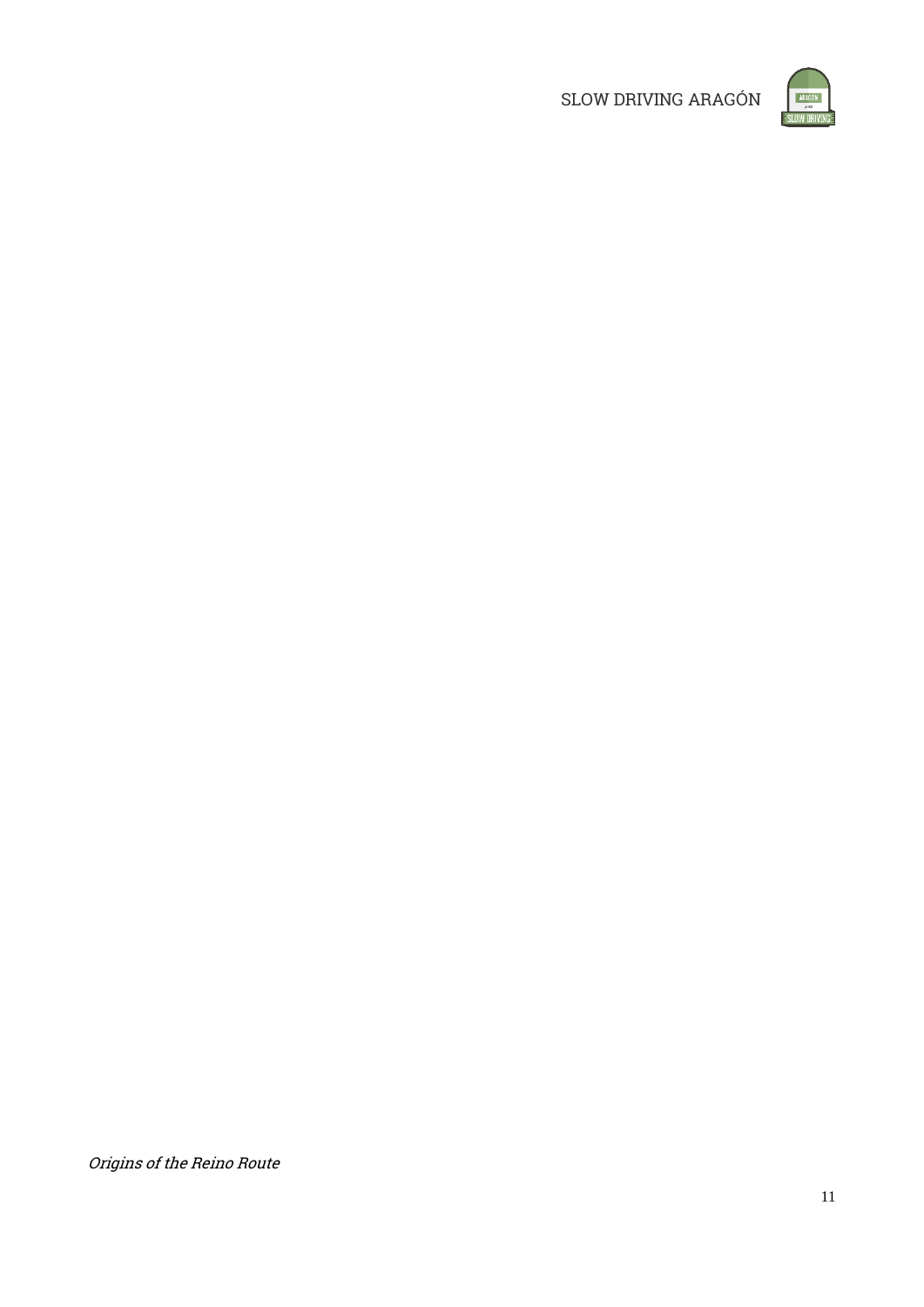*Origins of the Reino Route*